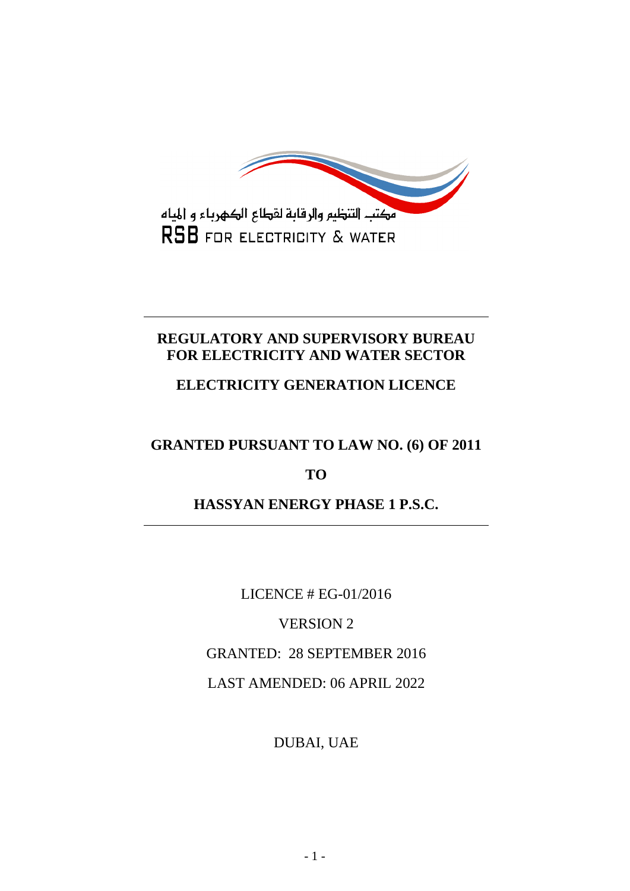مكتب التنظيم والرقابة لقطاع الكهرباء و المياه

RSB FOR ELECTRICITY & WATER

# REGULATORY AND SUPERVISORY BUREAU FOR ELECTRICITY AND WATER SECTOR

## ELECTRICITY GENERATION LICENCE

## GRANTED PURSUANT TO LAW NO. (6) OF 2011

## TO

## HASSYAN ENERGY PHASE 1 P.S.C.

LICENCE # EG-01/2016

VERSION 2

GRANTED: 28 SEPTEMBER 2016

LAST AMENDED: 06 APRIL 2022

DUBAI, UAE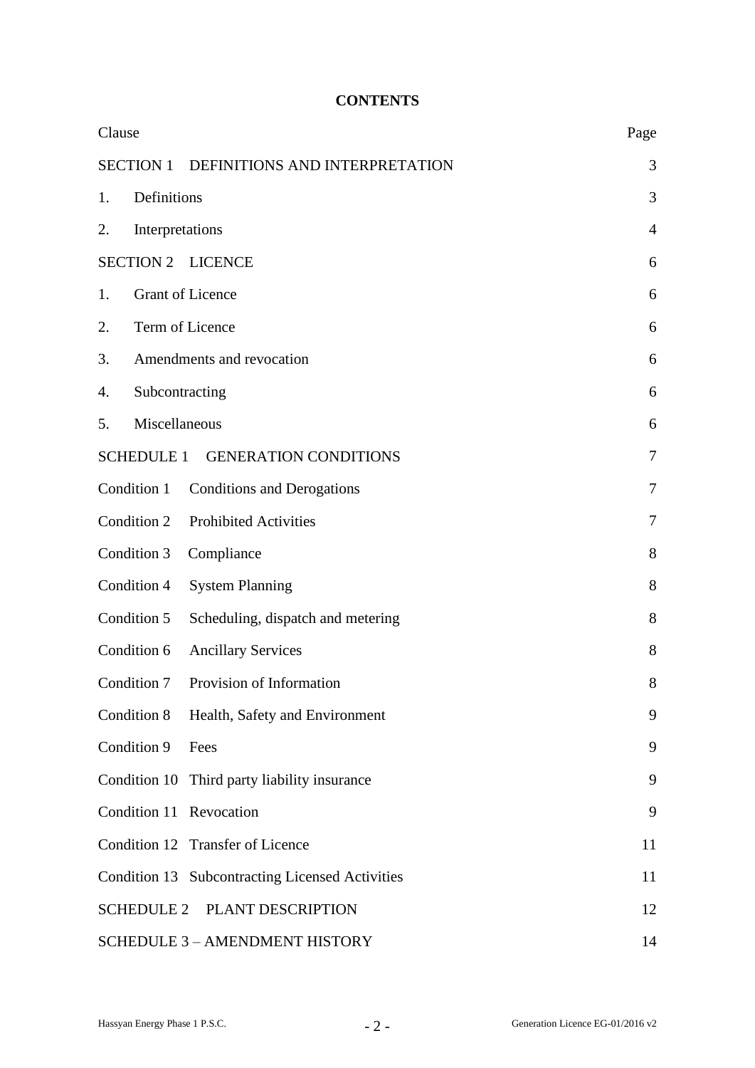**CONTENTS**

| Clause | Page |
|---|---|
| SECTION 1 DEFINITIONS AND INTERPRETATION | 3 |
| 1. Definitions | 3 |
| 2. Interpretations | 4 |
| SECTION 2 LICENCE | 6 |
| 1. Grant of Licence | 6 |
| 2. Term of Licence | 6 |
| 3. Amendments and revocation | 6 |
| 4. Subcontracting | 6 |
| 5. Miscellaneous | 6 |
| SCHEDULE 1 GENERATION CONDITIONS | 7 |
| Condition 1 Conditions and Derogations | 7 |
| Condition 2 Prohibited Activities | 7 |
| Condition 3 Compliance | 8 |
| Condition 4 System Planning | 8 |
| Condition 5 Scheduling, dispatch and metering | 8 |
| Condition 6 Ancillary Services | 8 |
| Condition 7 Provision of Information | 8 |
| Condition 8 Health, Safety and Environment | 9 |
| Condition 9 Fees | 9 |
| Condition 10 Third party liability insurance | 9 |
| Condition 11 Revocation | 9 |
| Condition 12 Transfer of Licence | 11 |
| Condition 13 Subcontracting Licensed Activities | 11 |
| SCHEDULE 2 PLANT DESCRIPTION | 12 |
| SCHEDULE 3 – AMENDMENT HISTORY | 14 |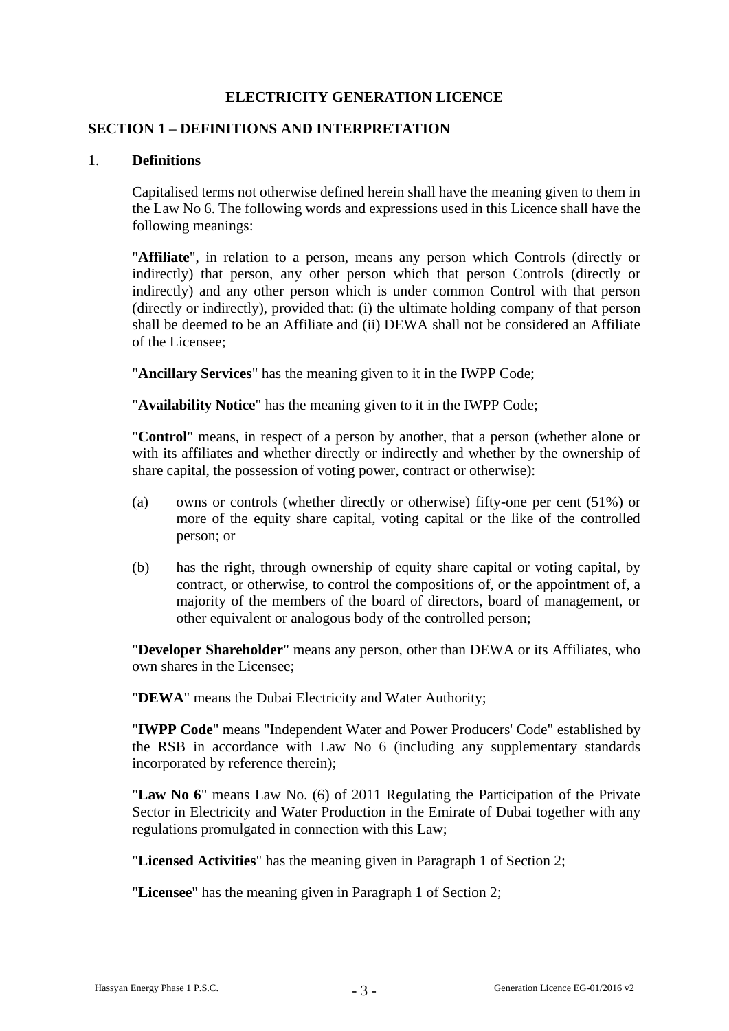# ELECTRICITY GENERATION LICENCE

## SECTION 1 – DEFINITIONS AND INTERPRETATION

### 1. Definitions

Capitalised terms not otherwise defined herein shall have the meaning given to them in the Law No 6. The following words and expressions used in this Licence shall have the following meanings:

"**Affiliate**", in relation to a person, means any person which Controls (directly or indirectly) that person, any other person which that person Controls (directly or indirectly) and any other person which is under common Control with that person (directly or indirectly), provided that: (i) the ultimate holding company of that person shall be deemed to be an Affiliate and (ii) DEWA shall not be considered an Affiliate of the Licensee;

"**Ancillary Services**" has the meaning given to it in the IWPP Code;

"**Availability Notice**" has the meaning given to it in the IWPP Code;

"**Control**" means, in respect of a person by another, that a person (whether alone or with its affiliates and whether directly or indirectly and whether by the ownership of share capital, the possession of voting power, contract or otherwise):

(a) owns or controls (whether directly or otherwise) fifty-one per cent (51%) or more of the equity share capital, voting capital or the like of the controlled person; or

(b) has the right, through ownership of equity share capital or voting capital, by contract, or otherwise, to control the compositions of, or the appointment of, a majority of the members of the board of directors, board of management, or other equivalent or analogous body of the controlled person;

"**Developer Shareholder**" means any person, other than DEWA or its Affiliates, who own shares in the Licensee;

"**DEWA**" means the Dubai Electricity and Water Authority;

"**IWPP Code**" means "Independent Water and Power Producers' Code" established by the RSB in accordance with Law No 6 (including any supplementary standards incorporated by reference therein);

"**Law No 6**" means Law No. (6) of 2011 Regulating the Participation of the Private Sector in Electricity and Water Production in the Emirate of Dubai together with any regulations promulgated in connection with this Law;

"**Licensed Activities**" has the meaning given in Paragraph 1 of Section 2;

"**Licensee**" has the meaning given in Paragraph 1 of Section 2;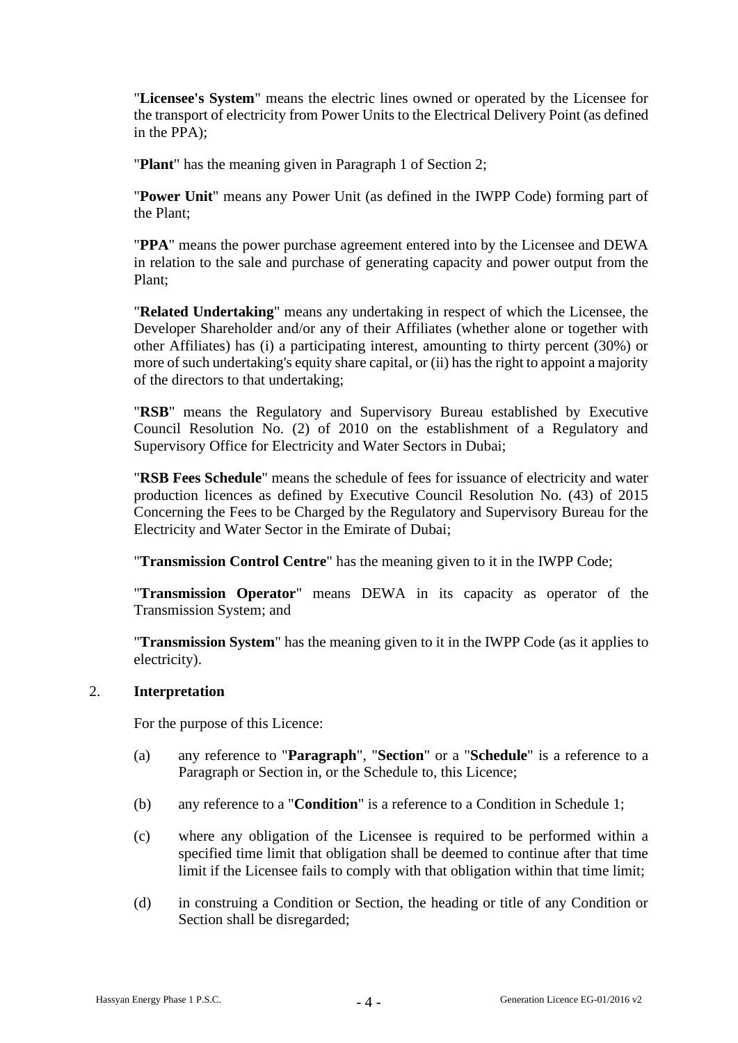"**Licensee's System**" means the electric lines owned or operated by the Licensee for the transport of electricity from Power Units to the Electrical Delivery Point (as defined in the PPA);

"**Plant**" has the meaning given in Paragraph 1 of Section 2;

"**Power Unit**" means any Power Unit (as defined in the IWPP Code) forming part of the Plant;

"**PPA**" means the power purchase agreement entered into by the Licensee and DEWA in relation to the sale and purchase of generating capacity and power output from the Plant;

"**Related Undertaking**" means any undertaking in respect of which the Licensee, the Developer Shareholder and/or any of their Affiliates (whether alone or together with other Affiliates) has (i) a participating interest, amounting to thirty percent (30%) or more of such undertaking's equity share capital, or (ii) has the right to appoint a majority of the directors to that undertaking;

"**RSB**" means the Regulatory and Supervisory Bureau established by Executive Council Resolution No. (2) of 2010 on the establishment of a Regulatory and Supervisory Office for Electricity and Water Sectors in Dubai;

"**RSB Fees Schedule**" means the schedule of fees for issuance of electricity and water production licences as defined by Executive Council Resolution No. (43) of 2015 Concerning the Fees to be Charged by the Regulatory and Supervisory Bureau for the Electricity and Water Sector in the Emirate of Dubai;

"**Transmission Control Centre**" has the meaning given to it in the IWPP Code;

"**Transmission Operator**" means DEWA in its capacity as operator of the Transmission System; and

"**Transmission System**" has the meaning given to it in the IWPP Code (as it applies to electricity).

2. **Interpretation**

For the purpose of this Licence:

(a) any reference to "**Paragraph**", "**Section**" or a "**Schedule**" is a reference to a Paragraph or Section in, or the Schedule to, this Licence;

(b) any reference to a "**Condition**" is a reference to a Condition in Schedule 1;

(c) where any obligation of the Licensee is required to be performed within a specified time limit that obligation shall be deemed to continue after that time limit if the Licensee fails to comply with that obligation within that time limit;

(d) in construing a Condition or Section, the heading or title of any Condition or Section shall be disregarded;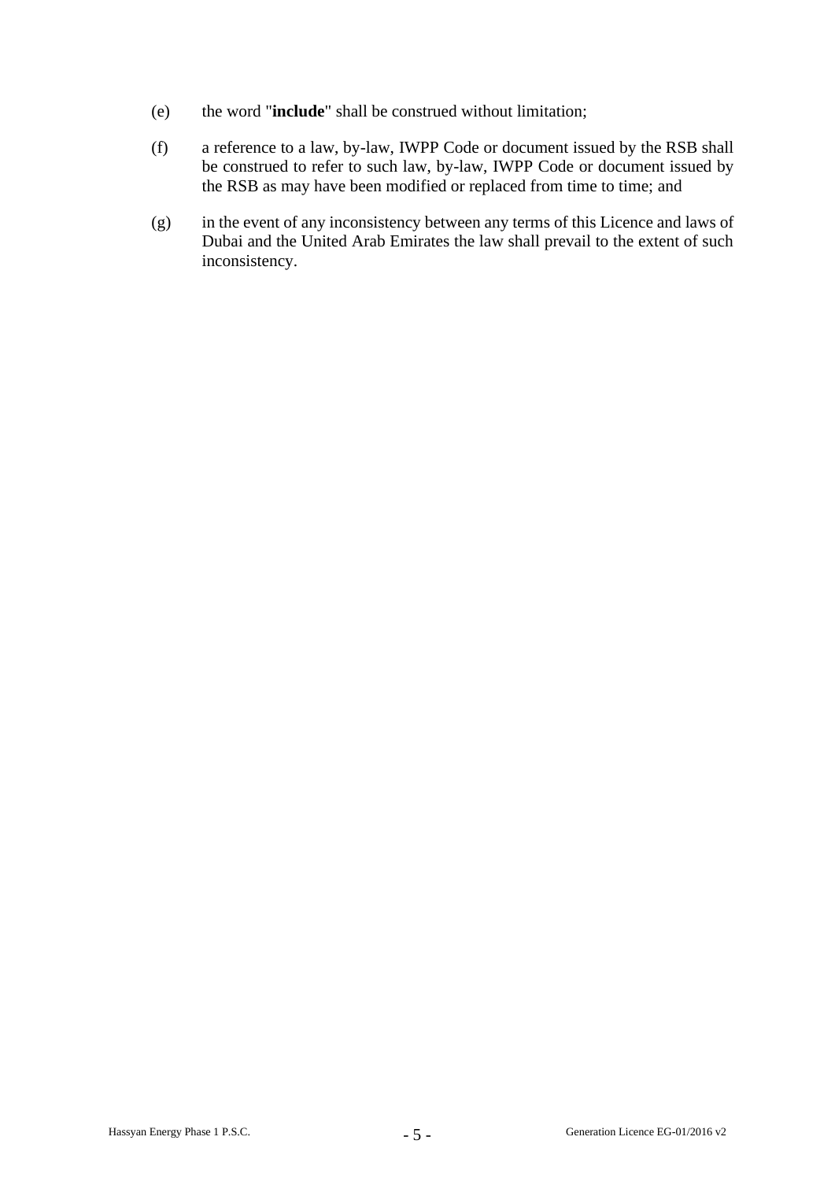(e) the word "**include**" shall be construed without limitation;

(f) a reference to a law, by-law, IWPP Code or document issued by the RSB shall be construed to refer to such law, by-law, IWPP Code or document issued by the RSB as may have been modified or replaced from time to time; and

(g) in the event of any inconsistency between any terms of this Licence and laws of Dubai and the United Arab Emirates the law shall prevail to the extent of such inconsistency.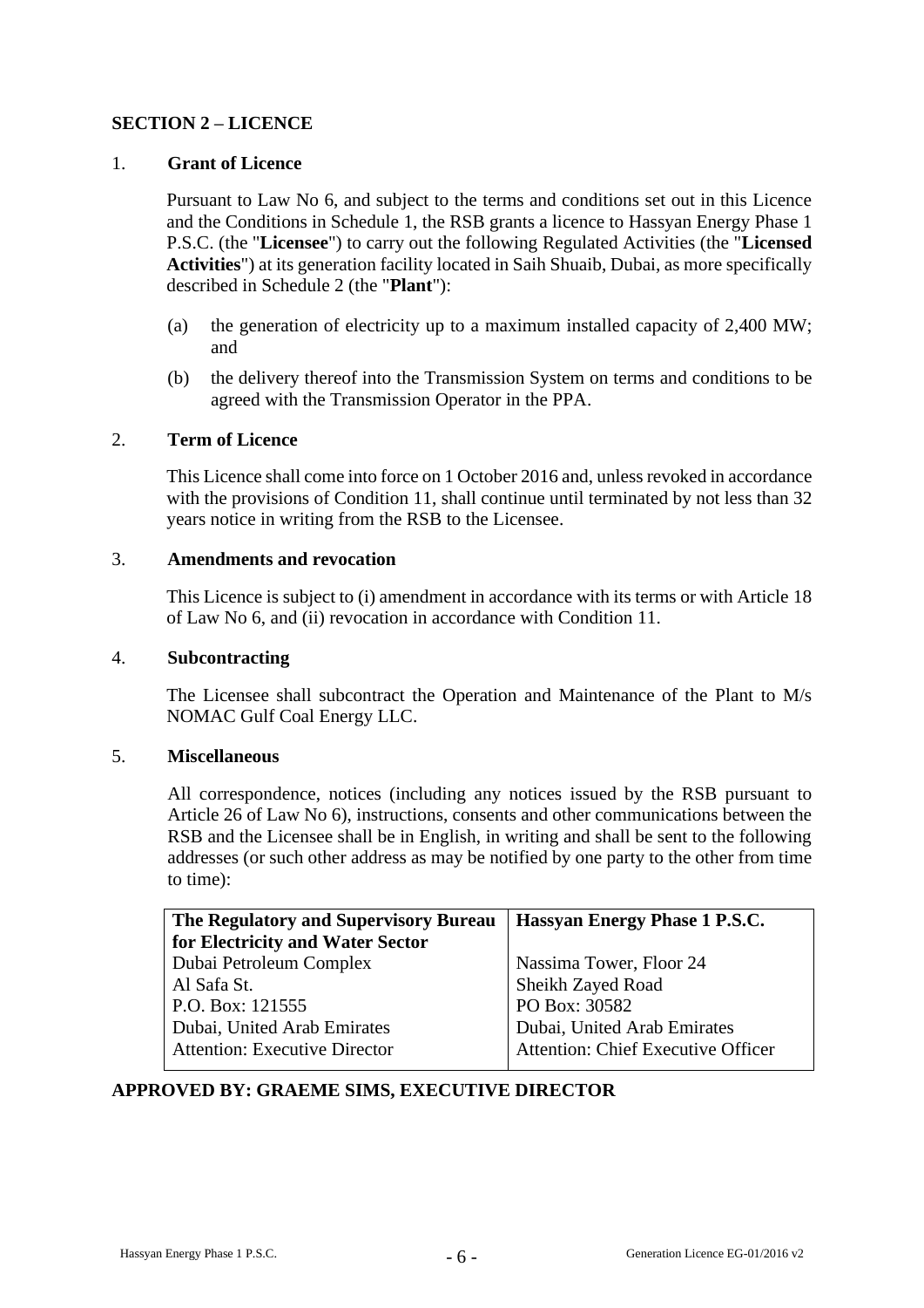## SECTION 2 – LICENCE

### 1. Grant of Licence

Pursuant to Law No 6, and subject to the terms and conditions set out in this Licence and the Conditions in Schedule 1, the RSB grants a licence to Hassyan Energy Phase 1 P.S.C. (the "**Licensee**") to carry out the following Regulated Activities (the "**Licensed Activities**") at its generation facility located in Saih Shuaib, Dubai, as more specifically described in Schedule 2 (the "**Plant**"):

(a) the generation of electricity up to a maximum installed capacity of 2,400 MW; and

(b) the delivery thereof into the Transmission System on terms and conditions to be agreed with the Transmission Operator in the PPA.

### 2. Term of Licence

This Licence shall come into force on 1 October 2016 and, unless revoked in accordance with the provisions of Condition 11, shall continue until terminated by not less than 32 years notice in writing from the RSB to the Licensee.

### 3. Amendments and revocation

This Licence is subject to (i) amendment in accordance with its terms or with Article 18 of Law No 6, and (ii) revocation in accordance with Condition 11.

### 4. Subcontracting

The Licensee shall subcontract the Operation and Maintenance of the Plant to M/s NOMAC Gulf Coal Energy LLC.

### 5. Miscellaneous

All correspondence, notices (including any notices issued by the RSB pursuant to Article 26 of Law No 6), instructions, consents and other communications between the RSB and the Licensee shall be in English, in writing and shall be sent to the following addresses (or such other address as may be notified by one party to the other from time to time):

| **The Regulatory and Supervisory Bureau for Electricity and Water Sector** | **Hassyan Energy Phase 1 P.S.C.** |
|---|---|
| Dubai Petroleum Complex | Nassima Tower, Floor 24 |
| Al Safa St. | Sheikh Zayed Road |
| P.O. Box: 121555 | PO Box: 30582 |
| Dubai, United Arab Emirates | Dubai, United Arab Emirates |
| Attention: Executive Director | Attention: Chief Executive Officer |

**APPROVED BY: GRAEME SIMS, EXECUTIVE DIRECTOR**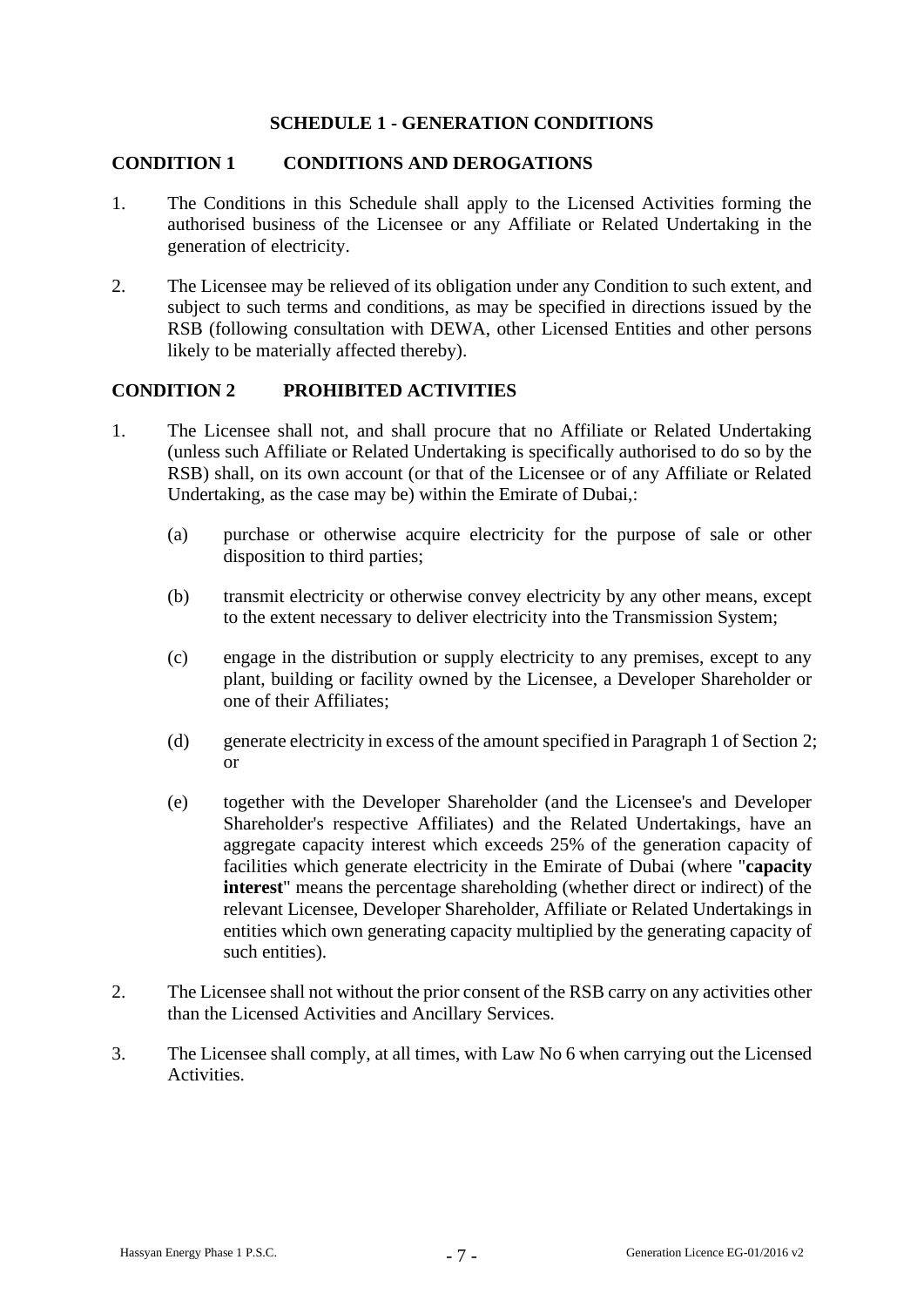# SCHEDULE 1 - GENERATION CONDITIONS

## CONDITION 1 CONDITIONS AND DEROGATIONS

1. The Conditions in this Schedule shall apply to the Licensed Activities forming the authorised business of the Licensee or any Affiliate or Related Undertaking in the generation of electricity.

2. The Licensee may be relieved of its obligation under any Condition to such extent, and subject to such terms and conditions, as may be specified in directions issued by the RSB (following consultation with DEWA, other Licensed Entities and other persons likely to be materially affected thereby).

## CONDITION 2 PROHIBITED ACTIVITIES

1. The Licensee shall not, and shall procure that no Affiliate or Related Undertaking (unless such Affiliate or Related Undertaking is specifically authorised to do so by the RSB) shall, on its own account (or that of the Licensee or of any Affiliate or Related Undertaking, as the case may be) within the Emirate of Dubai,:

   (a) purchase or otherwise acquire electricity for the purpose of sale or other disposition to third parties;

   (b) transmit electricity or otherwise convey electricity by any other means, except to the extent necessary to deliver electricity into the Transmission System;

   (c) engage in the distribution or supply electricity to any premises, except to any plant, building or facility owned by the Licensee, a Developer Shareholder or one of their Affiliates;

   (d) generate electricity in excess of the amount specified in Paragraph 1 of Section 2; or

   (e) together with the Developer Shareholder (and the Licensee's and Developer Shareholder's respective Affiliates) and the Related Undertakings, have an aggregate capacity interest which exceeds 25% of the generation capacity of facilities which generate electricity in the Emirate of Dubai (where "**capacity interest**" means the percentage shareholding (whether direct or indirect) of the relevant Licensee, Developer Shareholder, Affiliate or Related Undertakings in entities which own generating capacity multiplied by the generating capacity of such entities).

2. The Licensee shall not without the prior consent of the RSB carry on any activities other than the Licensed Activities and Ancillary Services.

3. The Licensee shall comply, at all times, with Law No 6 when carrying out the Licensed Activities.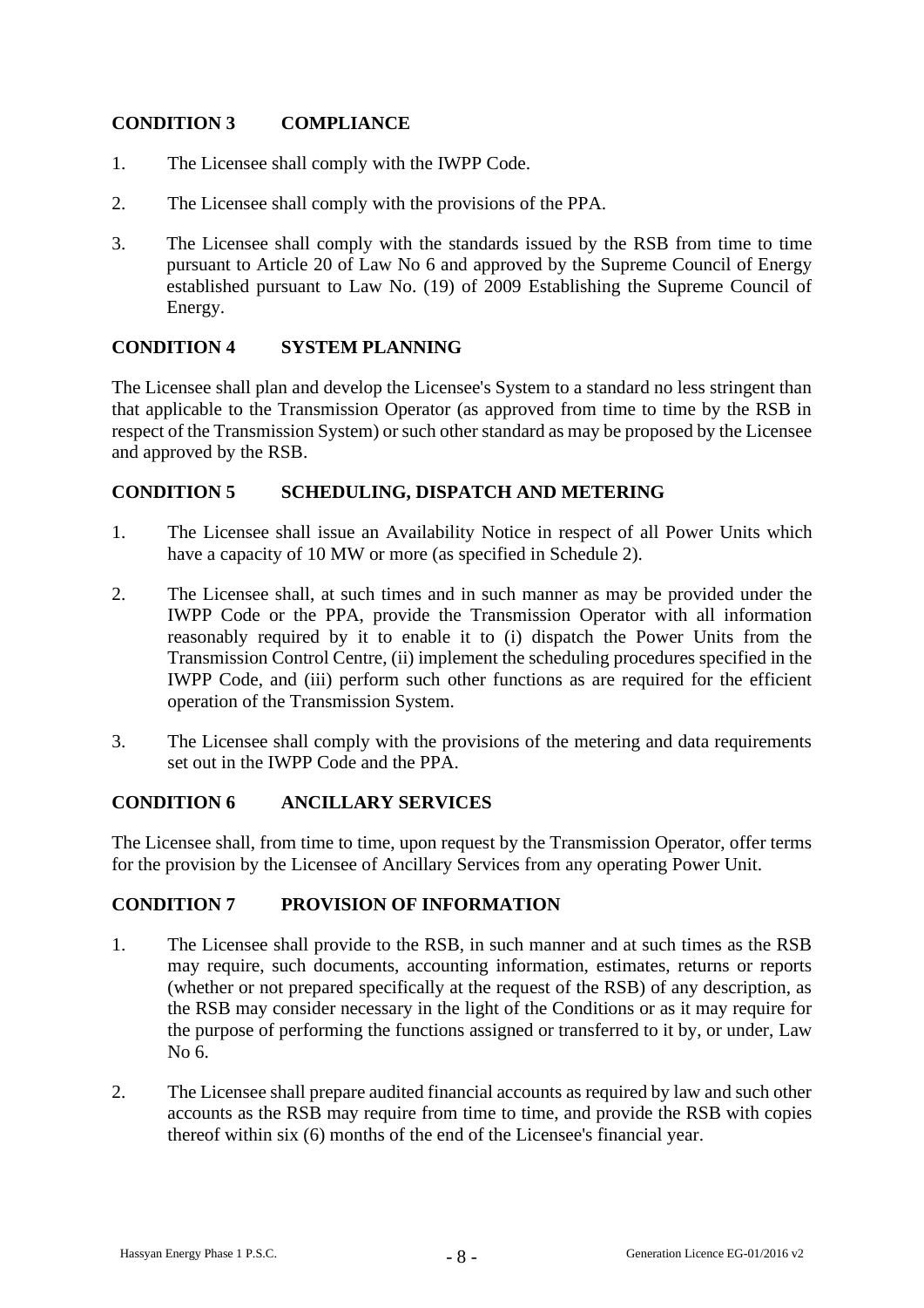## CONDITION 3 COMPLIANCE

1. The Licensee shall comply with the IWPP Code.

2. The Licensee shall comply with the provisions of the PPA.

3. The Licensee shall comply with the standards issued by the RSB from time to time pursuant to Article 20 of Law No 6 and approved by the Supreme Council of Energy established pursuant to Law No. (19) of 2009 Establishing the Supreme Council of Energy.

## CONDITION 4 SYSTEM PLANNING

The Licensee shall plan and develop the Licensee's System to a standard no less stringent than that applicable to the Transmission Operator (as approved from time to time by the RSB in respect of the Transmission System) or such other standard as may be proposed by the Licensee and approved by the RSB.

## CONDITION 5 SCHEDULING, DISPATCH AND METERING

1. The Licensee shall issue an Availability Notice in respect of all Power Units which have a capacity of 10 MW or more (as specified in Schedule 2).

2. The Licensee shall, at such times and in such manner as may be provided under the IWPP Code or the PPA, provide the Transmission Operator with all information reasonably required by it to enable it to (i) dispatch the Power Units from the Transmission Control Centre, (ii) implement the scheduling procedures specified in the IWPP Code, and (iii) perform such other functions as are required for the efficient operation of the Transmission System.

3. The Licensee shall comply with the provisions of the metering and data requirements set out in the IWPP Code and the PPA.

## CONDITION 6 ANCILLARY SERVICES

The Licensee shall, from time to time, upon request by the Transmission Operator, offer terms for the provision by the Licensee of Ancillary Services from any operating Power Unit.

## CONDITION 7 PROVISION OF INFORMATION

1. The Licensee shall provide to the RSB, in such manner and at such times as the RSB may require, such documents, accounting information, estimates, returns or reports (whether or not prepared specifically at the request of the RSB) of any description, as the RSB may consider necessary in the light of the Conditions or as it may require for the purpose of performing the functions assigned or transferred to it by, or under, Law No 6.

2. The Licensee shall prepare audited financial accounts as required by law and such other accounts as the RSB may require from time to time, and provide the RSB with copies thereof within six (6) months of the end of the Licensee's financial year.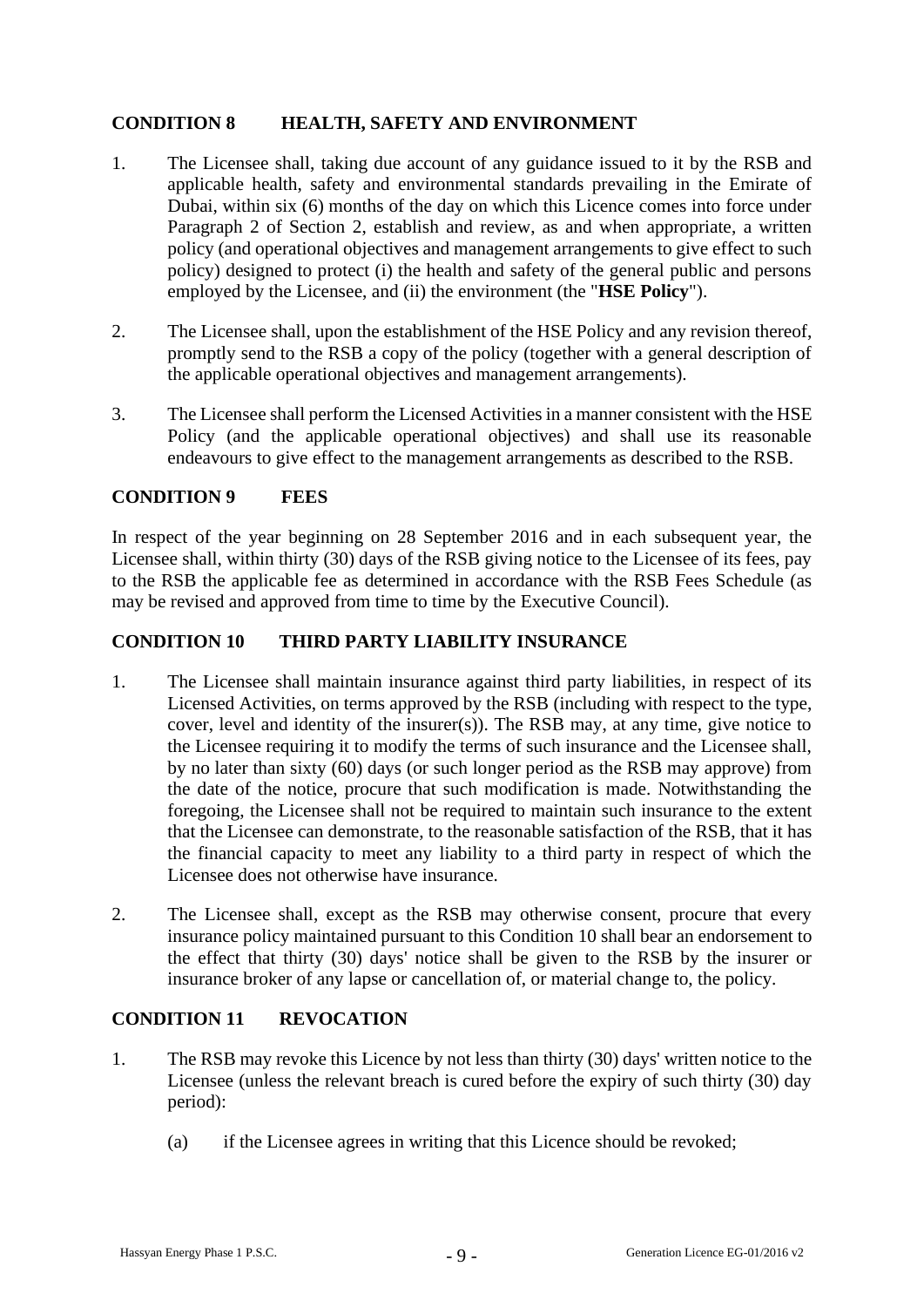## CONDITION 8 HEALTH, SAFETY AND ENVIRONMENT

1. The Licensee shall, taking due account of any guidance issued to it by the RSB and applicable health, safety and environmental standards prevailing in the Emirate of Dubai, within six (6) months of the day on which this Licence comes into force under Paragraph 2 of Section 2, establish and review, as and when appropriate, a written policy (and operational objectives and management arrangements to give effect to such policy) designed to protect (i) the health and safety of the general public and persons employed by the Licensee, and (ii) the environment (the "**HSE Policy**").

2. The Licensee shall, upon the establishment of the HSE Policy and any revision thereof, promptly send to the RSB a copy of the policy (together with a general description of the applicable operational objectives and management arrangements).

3. The Licensee shall perform the Licensed Activities in a manner consistent with the HSE Policy (and the applicable operational objectives) and shall use its reasonable endeavours to give effect to the management arrangements as described to the RSB.

## CONDITION 9 FEES

In respect of the year beginning on 28 September 2016 and in each subsequent year, the Licensee shall, within thirty (30) days of the RSB giving notice to the Licensee of its fees, pay to the RSB the applicable fee as determined in accordance with the RSB Fees Schedule (as may be revised and approved from time to time by the Executive Council).

## CONDITION 10 THIRD PARTY LIABILITY INSURANCE

1. The Licensee shall maintain insurance against third party liabilities, in respect of its Licensed Activities, on terms approved by the RSB (including with respect to the type, cover, level and identity of the insurer(s)). The RSB may, at any time, give notice to the Licensee requiring it to modify the terms of such insurance and the Licensee shall, by no later than sixty (60) days (or such longer period as the RSB may approve) from the date of the notice, procure that such modification is made. Notwithstanding the foregoing, the Licensee shall not be required to maintain such insurance to the extent that the Licensee can demonstrate, to the reasonable satisfaction of the RSB, that it has the financial capacity to meet any liability to a third party in respect of which the Licensee does not otherwise have insurance.

2. The Licensee shall, except as the RSB may otherwise consent, procure that every insurance policy maintained pursuant to this Condition 10 shall bear an endorsement to the effect that thirty (30) days' notice shall be given to the RSB by the insurer or insurance broker of any lapse or cancellation of, or material change to, the policy.

## CONDITION 11 REVOCATION

1. The RSB may revoke this Licence by not less than thirty (30) days' written notice to the Licensee (unless the relevant breach is cured before the expiry of such thirty (30) day period):

   (a) if the Licensee agrees in writing that this Licence should be revoked;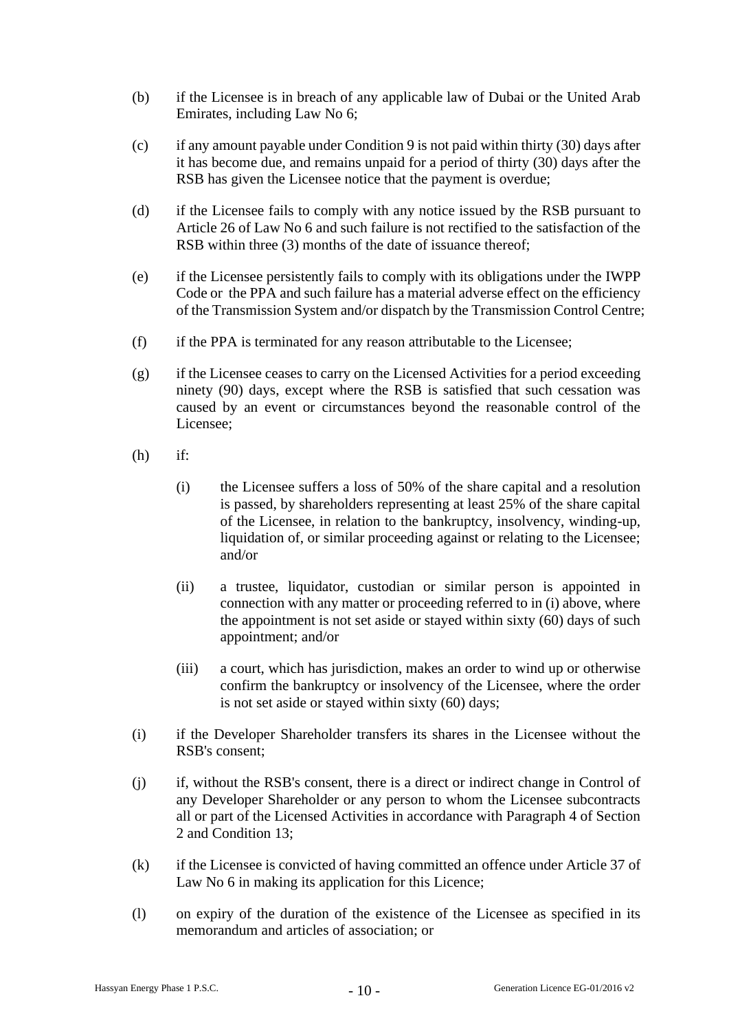(b) if the Licensee is in breach of any applicable law of Dubai or the United Arab Emirates, including Law No 6;

(c) if any amount payable under Condition 9 is not paid within thirty (30) days after it has become due, and remains unpaid for a period of thirty (30) days after the RSB has given the Licensee notice that the payment is overdue;

(d) if the Licensee fails to comply with any notice issued by the RSB pursuant to Article 26 of Law No 6 and such failure is not rectified to the satisfaction of the RSB within three (3) months of the date of issuance thereof;

(e) if the Licensee persistently fails to comply with its obligations under the IWPP Code or the PPA and such failure has a material adverse effect on the efficiency of the Transmission System and/or dispatch by the Transmission Control Centre;

(f) if the PPA is terminated for any reason attributable to the Licensee;

(g) if the Licensee ceases to carry on the Licensed Activities for a period exceeding ninety (90) days, except where the RSB is satisfied that such cessation was caused by an event or circumstances beyond the reasonable control of the Licensee;

(h) if:

(i) the Licensee suffers a loss of 50% of the share capital and a resolution is passed, by shareholders representing at least 25% of the share capital of the Licensee, in relation to the bankruptcy, insolvency, winding-up, liquidation of, or similar proceeding against or relating to the Licensee; and/or

(ii) a trustee, liquidator, custodian or similar person is appointed in connection with any matter or proceeding referred to in (i) above, where the appointment is not set aside or stayed within sixty (60) days of such appointment; and/or

(iii) a court, which has jurisdiction, makes an order to wind up or otherwise confirm the bankruptcy or insolvency of the Licensee, where the order is not set aside or stayed within sixty (60) days;

(i) if the Developer Shareholder transfers its shares in the Licensee without the RSB's consent;

(j) if, without the RSB's consent, there is a direct or indirect change in Control of any Developer Shareholder or any person to whom the Licensee subcontracts all or part of the Licensed Activities in accordance with Paragraph 4 of Section 2 and Condition 13;

(k) if the Licensee is convicted of having committed an offence under Article 37 of Law No 6 in making its application for this Licence;

(l) on expiry of the duration of the existence of the Licensee as specified in its memorandum and articles of association; or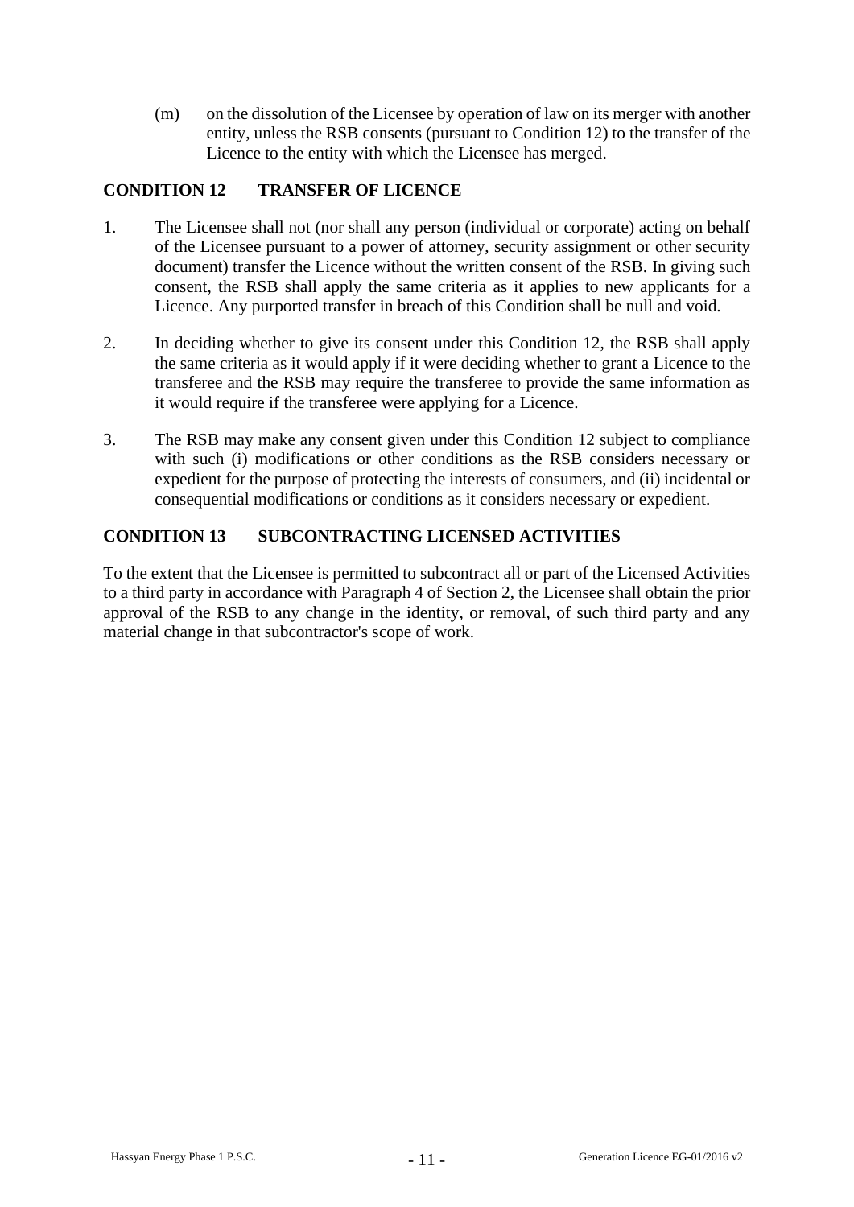(m) on the dissolution of the Licensee by operation of law on its merger with another entity, unless the RSB consents (pursuant to Condition 12) to the transfer of the Licence to the entity with which the Licensee has merged.

## CONDITION 12 TRANSFER OF LICENCE

1. The Licensee shall not (nor shall any person (individual or corporate) acting on behalf of the Licensee pursuant to a power of attorney, security assignment or other security document) transfer the Licence without the written consent of the RSB. In giving such consent, the RSB shall apply the same criteria as it applies to new applicants for a Licence. Any purported transfer in breach of this Condition shall be null and void.

2. In deciding whether to give its consent under this Condition 12, the RSB shall apply the same criteria as it would apply if it were deciding whether to grant a Licence to the transferee and the RSB may require the transferee to provide the same information as it would require if the transferee were applying for a Licence.

3. The RSB may make any consent given under this Condition 12 subject to compliance with such (i) modifications or other conditions as the RSB considers necessary or expedient for the purpose of protecting the interests of consumers, and (ii) incidental or consequential modifications or conditions as it considers necessary or expedient.

## CONDITION 13 SUBCONTRACTING LICENSED ACTIVITIES

To the extent that the Licensee is permitted to subcontract all or part of the Licensed Activities to a third party in accordance with Paragraph 4 of Section 2, the Licensee shall obtain the prior approval of the RSB to any change in the identity, or removal, of such third party and any material change in that subcontractor's scope of work.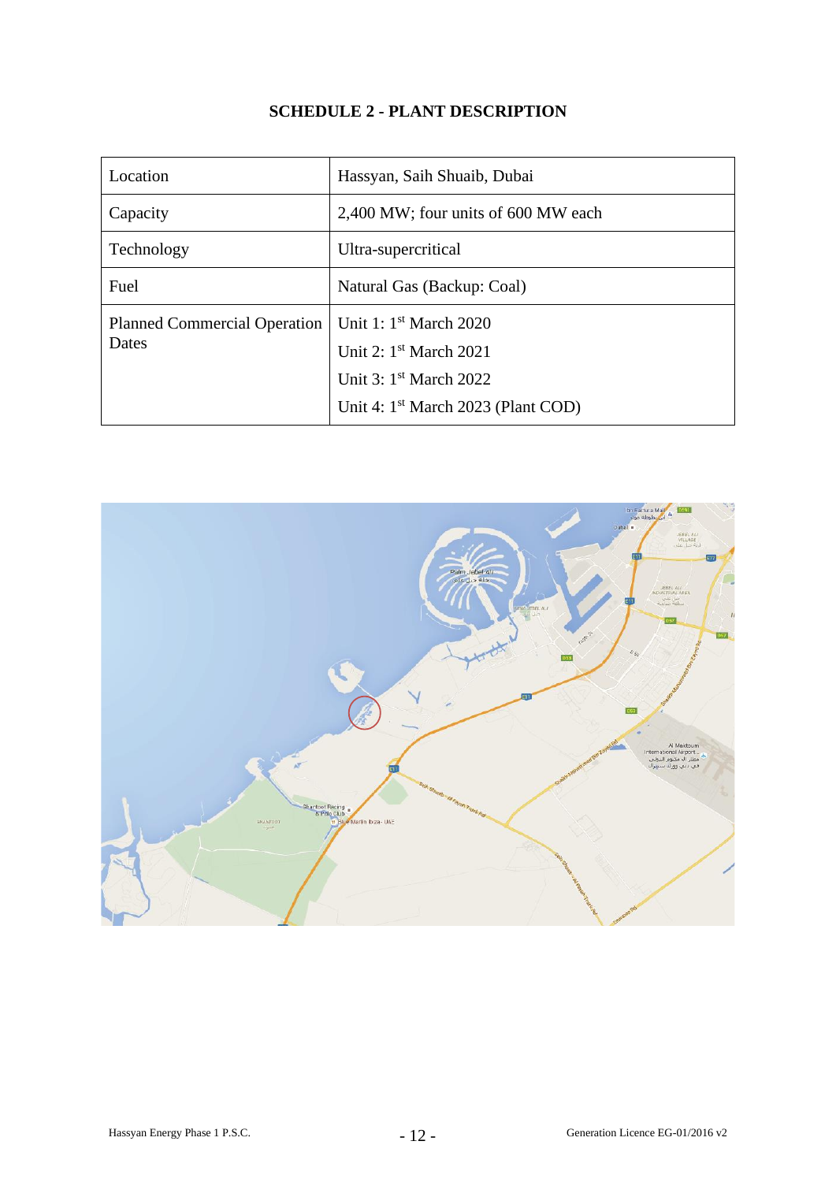# SCHEDULE 2 - PLANT DESCRIPTION

| Location | Hassyan, Saih Shuaib, Dubai |
|---|---|
| Capacity | 2,400 MW; four units of 600 MW each |
| Technology | Ultra-supercritical |
| Fuel | Natural Gas (Backup: Coal) |
| Planned Commercial Operation Dates | Unit 1: 1st March 2020<br>Unit 2: 1st March 2021<br>Unit 3: 1st March 2022<br>Unit 4: 1st March 2023 (Plant COD) |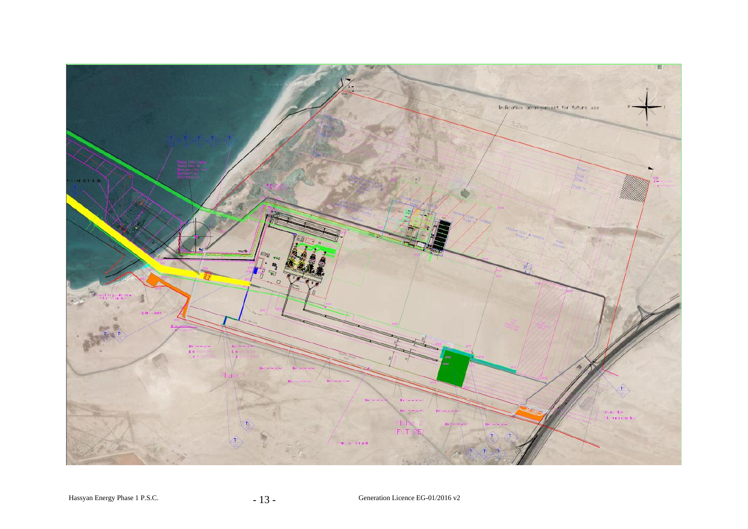Indicative arrangement for future use

3.2km

Phase 1

Phase 2 (FUTURE)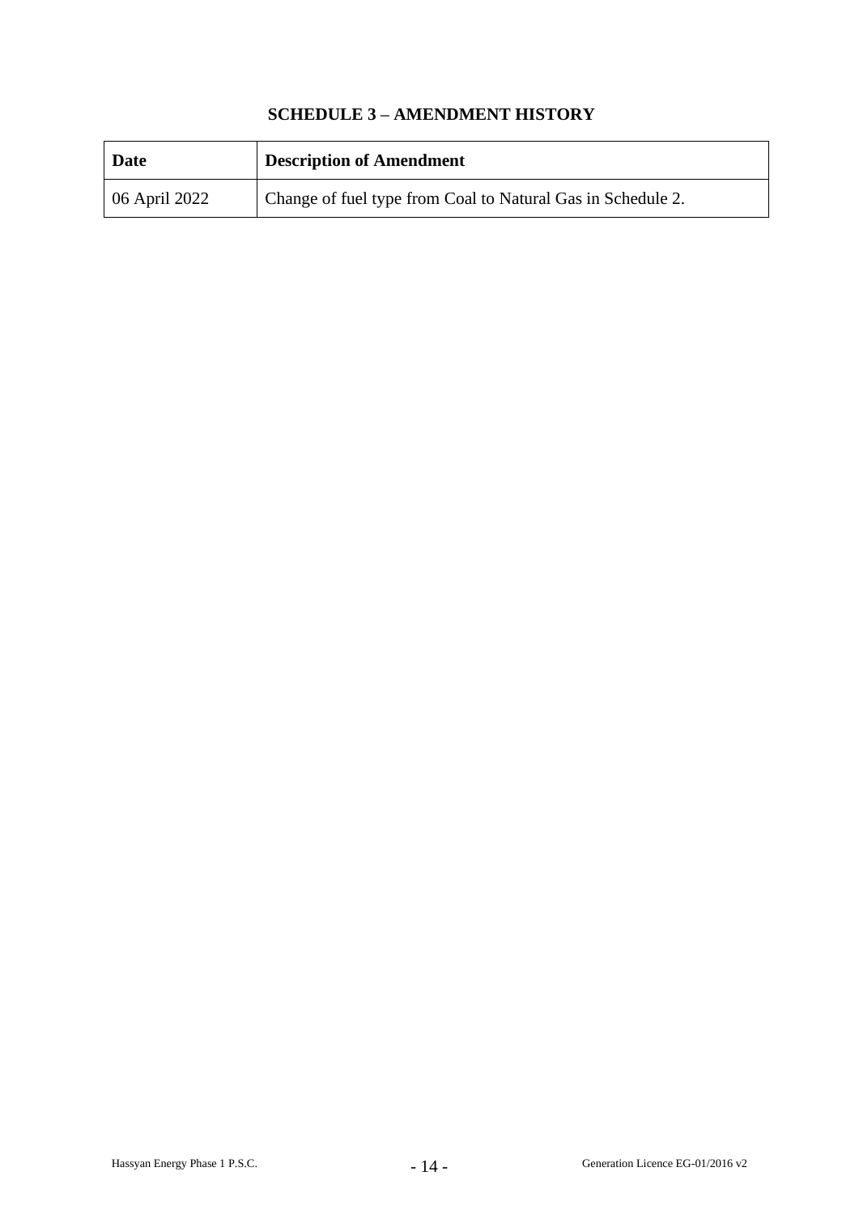## SCHEDULE 3 – AMENDMENT HISTORY

| Date | Description of Amendment |
|---|---|
| 06 April 2022 | Change of fuel type from Coal to Natural Gas in Schedule 2. |